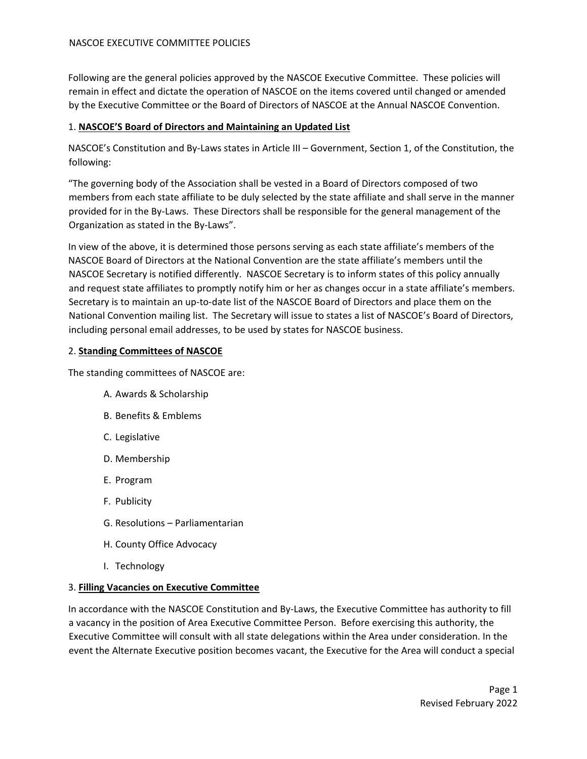# NASCOE EXECUTIVE COMMITTEE POLICIES

Following are the general policies approved by the NASCOE Executive Committee. These policies will remain in effect and dictate the operation of NASCOE on the items covered until changed or amended by the Executive Committee or the Board of Directors of NASCOE at the Annual NASCOE Convention.

## 1. NASCOE'S Board of Directors and Maintaining an Updated List

NASCOE's Constitution and By-Laws states in Article III – Government, Section 1, of the Constitution, the following:

"The governing body of the Association shall be vested in a Board of Directors composed of two members from each state affiliate to be duly selected by the state affiliate and shall serve in the manner provided for in the By-Laws. These Directors shall be responsible for the general management of the Organization as stated in the By-Laws".

In view of the above, it is determined those persons serving as each state affiliate's members of the NASCOE Board of Directors at the National Convention are the state affiliate's members until the NASCOE Secretary is notified differently. NASCOE Secretary is to inform states of this policy annually and request state affiliates to promptly notify him or her as changes occur in a state affiliate's members. Secretary is to maintain an up-to-date list of the NASCOE Board of Directors and place them on the National Convention mailing list. The Secretary will issue to states a list of NASCOE's Board of Directors, including personal email addresses, to be used by states for NASCOE business.

## 2. Standing Committees of NASCOE

The standing committees of NASCOE are:

- A. Awards & Scholarship
- B. Benefits & Emblems
- C. Legislative
- D. Membership
- E. Program
- F. Publicity
- G. Resolutions – Parliamentarian
- H. County Office Advocacy
- I. Technology

## 3. Filling Vacancies on Executive Committee

In accordance with the NASCOE Constitution and By-Laws, the Executive Committee has authority to fill a vacancy in the position of Area Executive Committee Person. Before exercising this authority, the Executive Committee will consult with all state delegations within the Area under consideration. In the event the Alternate Executive position becomes vacant, the Executive for the Area will conduct a special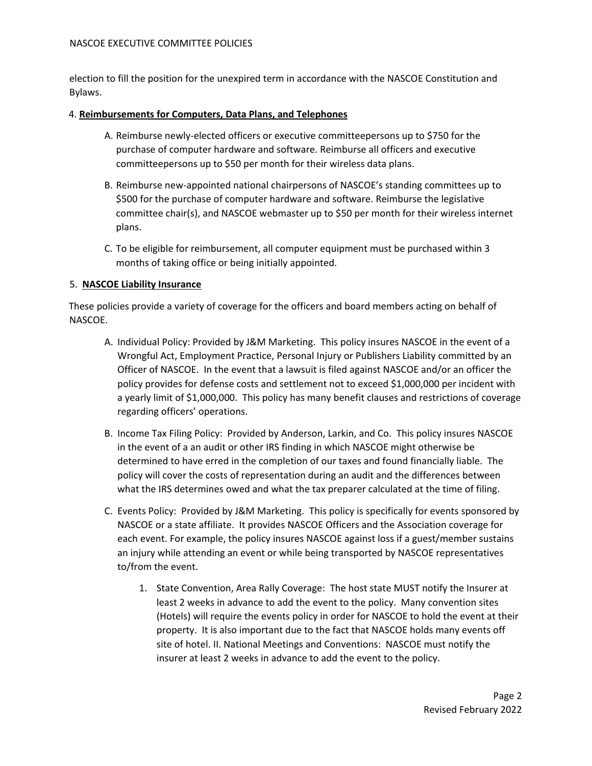election to fill the position for the unexpired term in accordance with the NASCOE Constitution and Bylaws.

4. **Reimbursements for Computers, Data Plans, and Telephones**

A. Reimburse newly-elected officers or executive committeepersons up to $750 for the purchase of computer hardware and software. Reimburse all officers and executive committeepersons up to $50 per month for their wireless data plans.

B. Reimburse new-appointed national chairpersons of NASCOE's standing committees up to $500 for the purchase of computer hardware and software. Reimburse the legislative committee chair(s), and NASCOE webmaster up to $50 per month for their wireless internet plans.

C. To be eligible for reimbursement, all computer equipment must be purchased within 3 months of taking office or being initially appointed.

5. **NASCOE Liability Insurance**

These policies provide a variety of coverage for the officers and board members acting on behalf of NASCOE.

A. Individual Policy: Provided by J&M Marketing. This policy insures NASCOE in the event of a Wrongful Act, Employment Practice, Personal Injury or Publishers Liability committed by an Officer of NASCOE. In the event that a lawsuit is filed against NASCOE and/or an officer the policy provides for defense costs and settlement not to exceed $1,000,000 per incident with a yearly limit of $1,000,000. This policy has many benefit clauses and restrictions of coverage regarding officers' operations.

B. Income Tax Filing Policy: Provided by Anderson, Larkin, and Co. This policy insures NASCOE in the event of a an audit or other IRS finding in which NASCOE might otherwise be determined to have erred in the completion of our taxes and found financially liable. The policy will cover the costs of representation during an audit and the differences between what the IRS determines owed and what the tax preparer calculated at the time of filing.

C. Events Policy: Provided by J&M Marketing. This policy is specifically for events sponsored by NASCOE or a state affiliate. It provides NASCOE Officers and the Association coverage for each event. For example, the policy insures NASCOE against loss if a guest/member sustains an injury while attending an event or while being transported by NASCOE representatives to/from the event.

   1. State Convention, Area Rally Coverage: The host state MUST notify the Insurer at least 2 weeks in advance to add the event to the policy. Many convention sites (Hotels) will require the events policy in order for NASCOE to hold the event at their property. It is also important due to the fact that NASCOE holds many events off site of hotel. II. National Meetings and Conventions: NASCOE must notify the insurer at least 2 weeks in advance to add the event to the policy.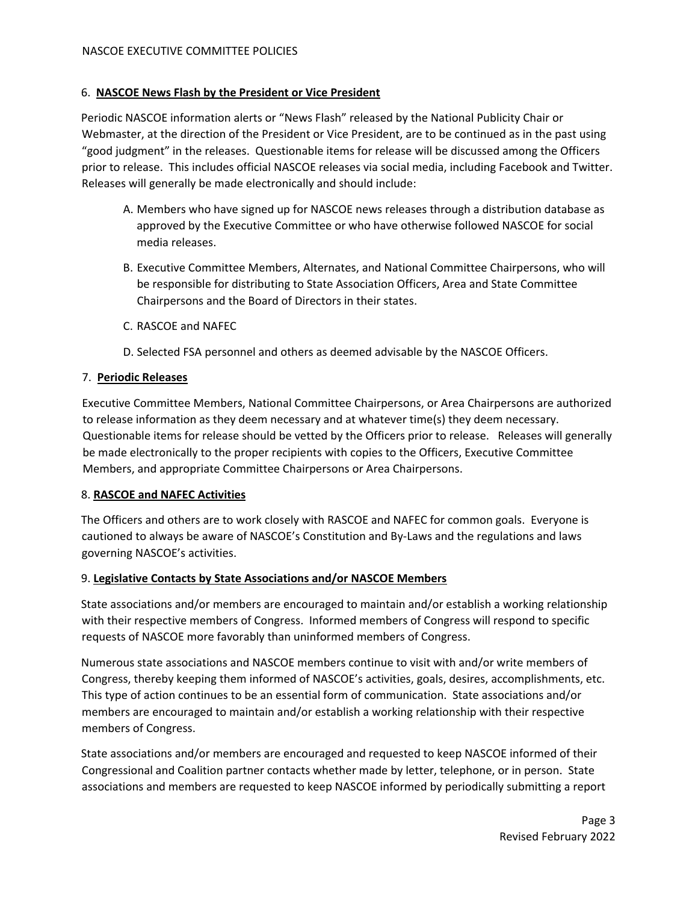## 6. **NASCOE News Flash by the President or Vice President**

Periodic NASCOE information alerts or "News Flash" released by the National Publicity Chair or Webmaster, at the direction of the President or Vice President, are to be continued as in the past using "good judgment" in the releases. Questionable items for release will be discussed among the Officers prior to release. This includes official NASCOE releases via social media, including Facebook and Twitter. Releases will generally be made electronically and should include:

A. Members who have signed up for NASCOE news releases through a distribution database as approved by the Executive Committee or who have otherwise followed NASCOE for social media releases.

B. Executive Committee Members, Alternates, and National Committee Chairpersons, who will be responsible for distributing to State Association Officers, Area and State Committee Chairpersons and the Board of Directors in their states.

C. RASCOE and NAFEC

D. Selected FSA personnel and others as deemed advisable by the NASCOE Officers.

## 7. **Periodic Releases**

Executive Committee Members, National Committee Chairpersons, or Area Chairpersons are authorized to release information as they deem necessary and at whatever time(s) they deem necessary. Questionable items for release should be vetted by the Officers prior to release. Releases will generally be made electronically to the proper recipients with copies to the Officers, Executive Committee Members, and appropriate Committee Chairpersons or Area Chairpersons.

## 8. **RASCOE and NAFEC Activities**

The Officers and others are to work closely with RASCOE and NAFEC for common goals. Everyone is cautioned to always be aware of NASCOE's Constitution and By-Laws and the regulations and laws governing NASCOE's activities.

## 9. **Legislative Contacts by State Associations and/or NASCOE Members**

State associations and/or members are encouraged to maintain and/or establish a working relationship with their respective members of Congress. Informed members of Congress will respond to specific requests of NASCOE more favorably than uninformed members of Congress.

Numerous state associations and NASCOE members continue to visit with and/or write members of Congress, thereby keeping them informed of NASCOE's activities, goals, desires, accomplishments, etc. This type of action continues to be an essential form of communication. State associations and/or members are encouraged to maintain and/or establish a working relationship with their respective members of Congress.

State associations and/or members are encouraged and requested to keep NASCOE informed of their Congressional and Coalition partner contacts whether made by letter, telephone, or in person. State associations and members are requested to keep NASCOE informed by periodically submitting a report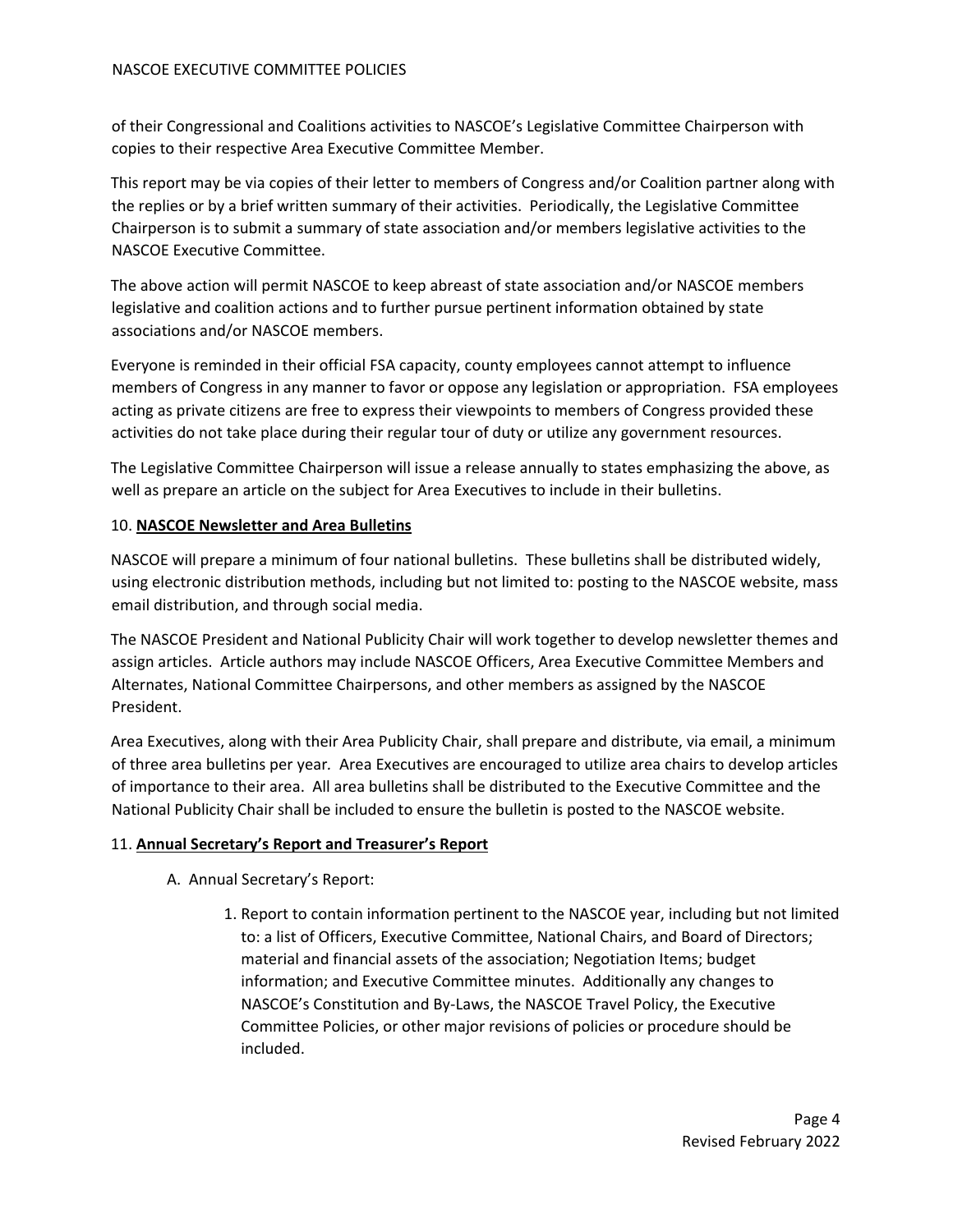of their Congressional and Coalitions activities to NASCOE's Legislative Committee Chairperson with copies to their respective Area Executive Committee Member.

This report may be via copies of their letter to members of Congress and/or Coalition partner along with the replies or by a brief written summary of their activities. Periodically, the Legislative Committee Chairperson is to submit a summary of state association and/or members legislative activities to the NASCOE Executive Committee.

The above action will permit NASCOE to keep abreast of state association and/or NASCOE members legislative and coalition actions and to further pursue pertinent information obtained by state associations and/or NASCOE members.

Everyone is reminded in their official FSA capacity, county employees cannot attempt to influence members of Congress in any manner to favor or oppose any legislation or appropriation. FSA employees acting as private citizens are free to express their viewpoints to members of Congress provided these activities do not take place during their regular tour of duty or utilize any government resources.

The Legislative Committee Chairperson will issue a release annually to states emphasizing the above, as well as prepare an article on the subject for Area Executives to include in their bulletins.

10. **NASCOE Newsletter and Area Bulletins**

NASCOE will prepare a minimum of four national bulletins. These bulletins shall be distributed widely, using electronic distribution methods, including but not limited to: posting to the NASCOE website, mass email distribution, and through social media.

The NASCOE President and National Publicity Chair will work together to develop newsletter themes and assign articles. Article authors may include NASCOE Officers, Area Executive Committee Members and Alternates, National Committee Chairpersons, and other members as assigned by the NASCOE President.

Area Executives, along with their Area Publicity Chair, shall prepare and distribute, via email, a minimum of three area bulletins per year. Area Executives are encouraged to utilize area chairs to develop articles of importance to their area. All area bulletins shall be distributed to the Executive Committee and the National Publicity Chair shall be included to ensure the bulletin is posted to the NASCOE website.

11. **Annual Secretary's Report and Treasurer's Report**

A. Annual Secretary's Report:

1. Report to contain information pertinent to the NASCOE year, including but not limited to: a list of Officers, Executive Committee, National Chairs, and Board of Directors; material and financial assets of the association; Negotiation Items; budget information; and Executive Committee minutes. Additionally any changes to NASCOE's Constitution and By-Laws, the NASCOE Travel Policy, the Executive Committee Policies, or other major revisions of policies or procedure should be included.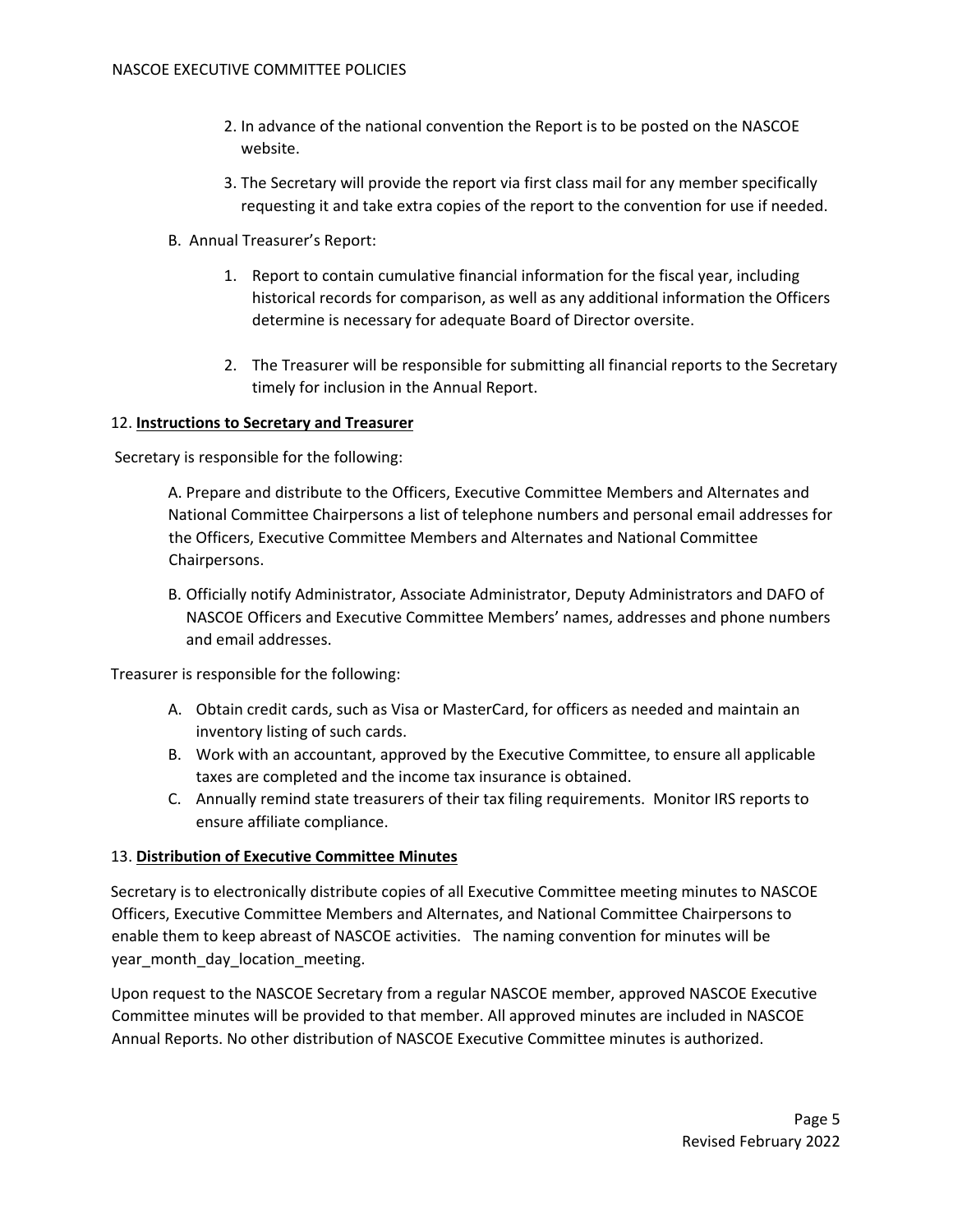2. In advance of the national convention the Report is to be posted on the NASCOE website.

3. The Secretary will provide the report via first class mail for any member specifically requesting it and take extra copies of the report to the convention for use if needed.

B. Annual Treasurer's Report:

1. Report to contain cumulative financial information for the fiscal year, including historical records for comparison, as well as any additional information the Officers determine is necessary for adequate Board of Director oversite.

2. The Treasurer will be responsible for submitting all financial reports to the Secretary timely for inclusion in the Annual Report.

12. **Instructions to Secretary and Treasurer**

Secretary is responsible for the following:

A. Prepare and distribute to the Officers, Executive Committee Members and Alternates and National Committee Chairpersons a list of telephone numbers and personal email addresses for the Officers, Executive Committee Members and Alternates and National Committee Chairpersons.

B. Officially notify Administrator, Associate Administrator, Deputy Administrators and DAFO of NASCOE Officers and Executive Committee Members' names, addresses and phone numbers and email addresses.

Treasurer is responsible for the following:

A. Obtain credit cards, such as Visa or MasterCard, for officers as needed and maintain an inventory listing of such cards.
B. Work with an accountant, approved by the Executive Committee, to ensure all applicable taxes are completed and the income tax insurance is obtained.
C. Annually remind state treasurers of their tax filing requirements. Monitor IRS reports to ensure affiliate compliance.

13. **Distribution of Executive Committee Minutes**

Secretary is to electronically distribute copies of all Executive Committee meeting minutes to NASCOE Officers, Executive Committee Members and Alternates, and National Committee Chairpersons to enable them to keep abreast of NASCOE activities. The naming convention for minutes will be year_month_day_location_meeting.

Upon request to the NASCOE Secretary from a regular NASCOE member, approved NASCOE Executive Committee minutes will be provided to that member. All approved minutes are included in NASCOE Annual Reports. No other distribution of NASCOE Executive Committee minutes is authorized.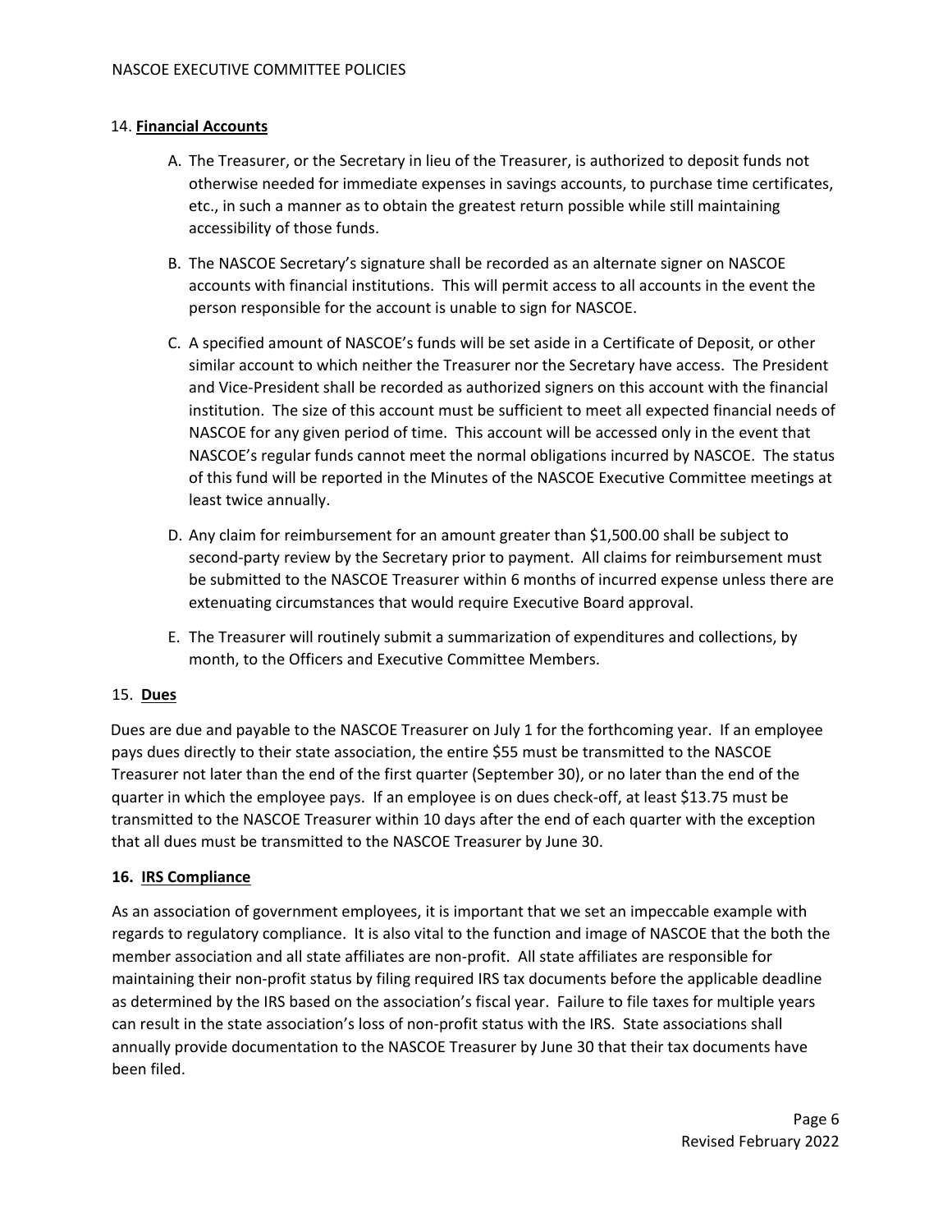## 14. **Financial Accounts**

A. The Treasurer, or the Secretary in lieu of the Treasurer, is authorized to deposit funds not otherwise needed for immediate expenses in savings accounts, to purchase time certificates, etc., in such a manner as to obtain the greatest return possible while still maintaining accessibility of those funds.

B. The NASCOE Secretary's signature shall be recorded as an alternate signer on NASCOE accounts with financial institutions. This will permit access to all accounts in the event the person responsible for the account is unable to sign for NASCOE.

C. A specified amount of NASCOE's funds will be set aside in a Certificate of Deposit, or other similar account to which neither the Treasurer nor the Secretary have access. The President and Vice-President shall be recorded as authorized signers on this account with the financial institution. The size of this account must be sufficient to meet all expected financial needs of NASCOE for any given period of time. This account will be accessed only in the event that NASCOE's regular funds cannot meet the normal obligations incurred by NASCOE. The status of this fund will be reported in the Minutes of the NASCOE Executive Committee meetings at least twice annually.

D. Any claim for reimbursement for an amount greater than $1,500.00 shall be subject to second-party review by the Secretary prior to payment. All claims for reimbursement must be submitted to the NASCOE Treasurer within 6 months of incurred expense unless there are extenuating circumstances that would require Executive Board approval.

E. The Treasurer will routinely submit a summarization of expenditures and collections, by month, to the Officers and Executive Committee Members.

## 15. **Dues**

Dues are due and payable to the NASCOE Treasurer on July 1 for the forthcoming year. If an employee pays dues directly to their state association, the entire $55 must be transmitted to the NASCOE Treasurer not later than the end of the first quarter (September 30), or no later than the end of the quarter in which the employee pays. If an employee is on dues check-off, at least $13.75 must be transmitted to the NASCOE Treasurer within 10 days after the end of each quarter with the exception that all dues must be transmitted to the NASCOE Treasurer by June 30.

## **16. IRS Compliance**

As an association of government employees, it is important that we set an impeccable example with regards to regulatory compliance. It is also vital to the function and image of NASCOE that the both the member association and all state affiliates are non-profit. All state affiliates are responsible for maintaining their non-profit status by filing required IRS tax documents before the applicable deadline as determined by the IRS based on the association's fiscal year. Failure to file taxes for multiple years can result in the state association's loss of non-profit status with the IRS. State associations shall annually provide documentation to the NASCOE Treasurer by June 30 that their tax documents have been filed.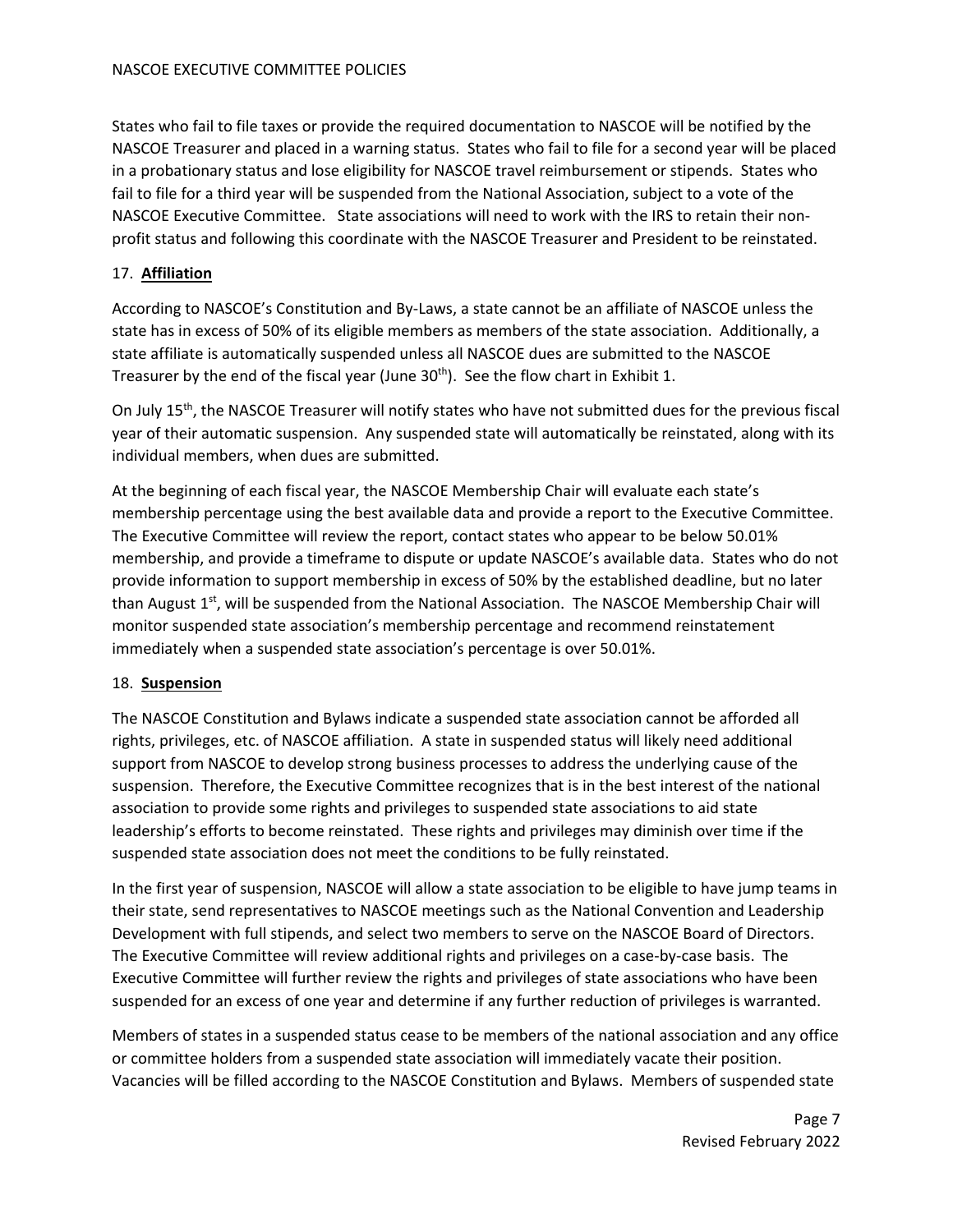States who fail to file taxes or provide the required documentation to NASCOE will be notified by the NASCOE Treasurer and placed in a warning status. States who fail to file for a second year will be placed in a probationary status and lose eligibility for NASCOE travel reimbursement or stipends. States who fail to file for a third year will be suspended from the National Association, subject to a vote of the NASCOE Executive Committee. State associations will need to work with the IRS to retain their non-profit status and following this coordinate with the NASCOE Treasurer and President to be reinstated.

17. **Affiliation**

According to NASCOE's Constitution and By-Laws, a state cannot be an affiliate of NASCOE unless the state has in excess of 50% of its eligible members as members of the state association. Additionally, a state affiliate is automatically suspended unless all NASCOE dues are submitted to the NASCOE Treasurer by the end of the fiscal year (June 30th). See the flow chart in Exhibit 1.

On July 15th, the NASCOE Treasurer will notify states who have not submitted dues for the previous fiscal year of their automatic suspension. Any suspended state will automatically be reinstated, along with its individual members, when dues are submitted.

At the beginning of each fiscal year, the NASCOE Membership Chair will evaluate each state's membership percentage using the best available data and provide a report to the Executive Committee. The Executive Committee will review the report, contact states who appear to be below 50.01% membership, and provide a timeframe to dispute or update NASCOE's available data. States who do not provide information to support membership in excess of 50% by the established deadline, but no later than August 1st, will be suspended from the National Association. The NASCOE Membership Chair will monitor suspended state association's membership percentage and recommend reinstatement immediately when a suspended state association's percentage is over 50.01%.

18. **Suspension**

The NASCOE Constitution and Bylaws indicate a suspended state association cannot be afforded all rights, privileges, etc. of NASCOE affiliation. A state in suspended status will likely need additional support from NASCOE to develop strong business processes to address the underlying cause of the suspension. Therefore, the Executive Committee recognizes that is in the best interest of the national association to provide some rights and privileges to suspended state associations to aid state leadership's efforts to become reinstated. These rights and privileges may diminish over time if the suspended state association does not meet the conditions to be fully reinstated.

In the first year of suspension, NASCOE will allow a state association to be eligible to have jump teams in their state, send representatives to NASCOE meetings such as the National Convention and Leadership Development with full stipends, and select two members to serve on the NASCOE Board of Directors. The Executive Committee will review additional rights and privileges on a case-by-case basis. The Executive Committee will further review the rights and privileges of state associations who have been suspended for an excess of one year and determine if any further reduction of privileges is warranted.

Members of states in a suspended status cease to be members of the national association and any office or committee holders from a suspended state association will immediately vacate their position. Vacancies will be filled according to the NASCOE Constitution and Bylaws. Members of suspended state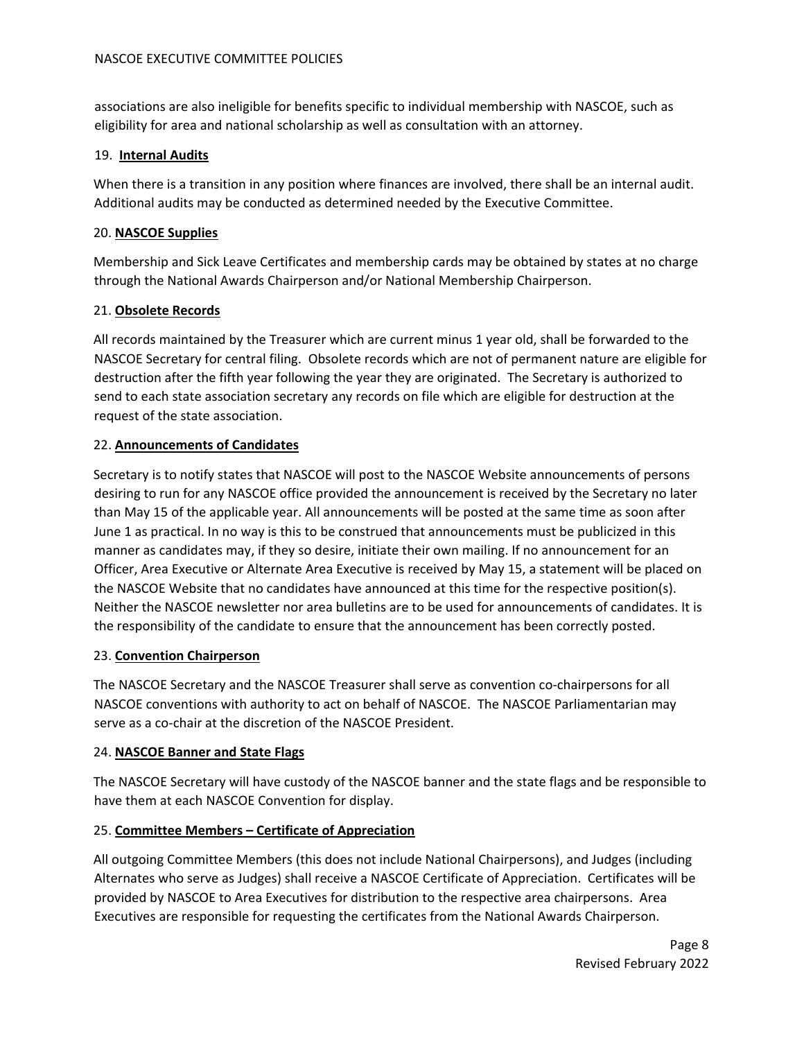associations are also ineligible for benefits specific to individual membership with NASCOE, such as eligibility for area and national scholarship as well as consultation with an attorney.

19. **Internal Audits**

When there is a transition in any position where finances are involved, there shall be an internal audit. Additional audits may be conducted as determined needed by the Executive Committee.

20. **NASCOE Supplies**

Membership and Sick Leave Certificates and membership cards may be obtained by states at no charge through the National Awards Chairperson and/or National Membership Chairperson.

21. **Obsolete Records**

All records maintained by the Treasurer which are current minus 1 year old, shall be forwarded to the NASCOE Secretary for central filing. Obsolete records which are not of permanent nature are eligible for destruction after the fifth year following the year they are originated. The Secretary is authorized to send to each state association secretary any records on file which are eligible for destruction at the request of the state association.

22. **Announcements of Candidates**

Secretary is to notify states that NASCOE will post to the NASCOE Website announcements of persons desiring to run for any NASCOE office provided the announcement is received by the Secretary no later than May 15 of the applicable year. All announcements will be posted at the same time as soon after June 1 as practical. In no way is this to be construed that announcements must be publicized in this manner as candidates may, if they so desire, initiate their own mailing. If no announcement for an Officer, Area Executive or Alternate Area Executive is received by May 15, a statement will be placed on the NASCOE Website that no candidates have announced at this time for the respective position(s). Neither the NASCOE newsletter nor area bulletins are to be used for announcements of candidates. It is the responsibility of the candidate to ensure that the announcement has been correctly posted.

23. **Convention Chairperson**

The NASCOE Secretary and the NASCOE Treasurer shall serve as convention co-chairpersons for all NASCOE conventions with authority to act on behalf of NASCOE. The NASCOE Parliamentarian may serve as a co-chair at the discretion of the NASCOE President.

24. **NASCOE Banner and State Flags**

The NASCOE Secretary will have custody of the NASCOE banner and the state flags and be responsible to have them at each NASCOE Convention for display.

25. **Committee Members – Certificate of Appreciation**

All outgoing Committee Members (this does not include National Chairpersons), and Judges (including Alternates who serve as Judges) shall receive a NASCOE Certificate of Appreciation. Certificates will be provided by NASCOE to Area Executives for distribution to the respective area chairpersons. Area Executives are responsible for requesting the certificates from the National Awards Chairperson.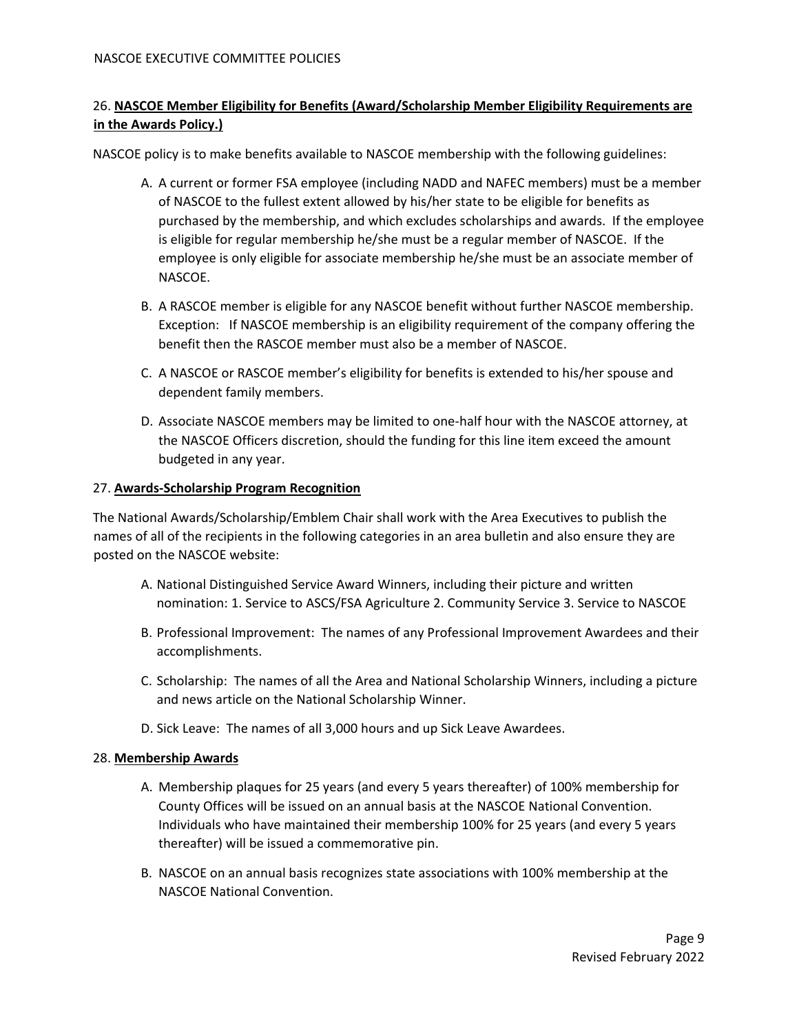26. **NASCOE Member Eligibility for Benefits (Award/Scholarship Member Eligibility Requirements are in the Awards Policy.)**

NASCOE policy is to make benefits available to NASCOE membership with the following guidelines:

A. A current or former FSA employee (including NADD and NAFEC members) must be a member of NASCOE to the fullest extent allowed by his/her state to be eligible for benefits as purchased by the membership, and which excludes scholarships and awards. If the employee is eligible for regular membership he/she must be a regular member of NASCOE. If the employee is only eligible for associate membership he/she must be an associate member of NASCOE.

B. A RASCOE member is eligible for any NASCOE benefit without further NASCOE membership. Exception: If NASCOE membership is an eligibility requirement of the company offering the benefit then the RASCOE member must also be a member of NASCOE.

C. A NASCOE or RASCOE member's eligibility for benefits is extended to his/her spouse and dependent family members.

D. Associate NASCOE members may be limited to one-half hour with the NASCOE attorney, at the NASCOE Officers discretion, should the funding for this line item exceed the amount budgeted in any year.

27. **Awards-Scholarship Program Recognition**

The National Awards/Scholarship/Emblem Chair shall work with the Area Executives to publish the names of all of the recipients in the following categories in an area bulletin and also ensure they are posted on the NASCOE website:

A. National Distinguished Service Award Winners, including their picture and written nomination: 1. Service to ASCS/FSA Agriculture 2. Community Service 3. Service to NASCOE

B. Professional Improvement: The names of any Professional Improvement Awardees and their accomplishments.

C. Scholarship: The names of all the Area and National Scholarship Winners, including a picture and news article on the National Scholarship Winner.

D. Sick Leave: The names of all 3,000 hours and up Sick Leave Awardees.

28. **Membership Awards**

A. Membership plaques for 25 years (and every 5 years thereafter) of 100% membership for County Offices will be issued on an annual basis at the NASCOE National Convention. Individuals who have maintained their membership 100% for 25 years (and every 5 years thereafter) will be issued a commemorative pin.

B. NASCOE on an annual basis recognizes state associations with 100% membership at the NASCOE National Convention.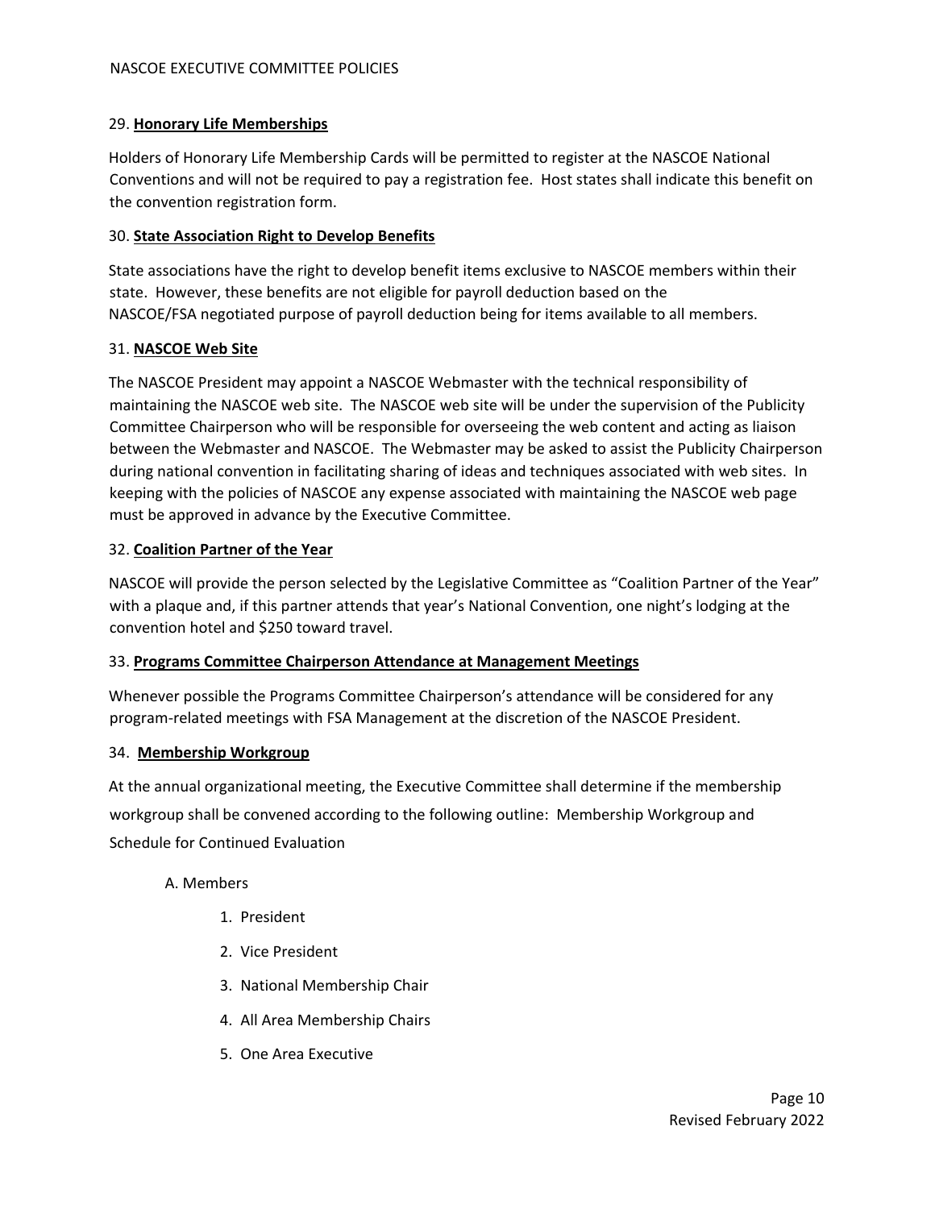29. **Honorary Life Memberships**

Holders of Honorary Life Membership Cards will be permitted to register at the NASCOE National Conventions and will not be required to pay a registration fee. Host states shall indicate this benefit on the convention registration form.

30. **State Association Right to Develop Benefits**

State associations have the right to develop benefit items exclusive to NASCOE members within their state. However, these benefits are not eligible for payroll deduction based on the NASCOE/FSA negotiated purpose of payroll deduction being for items available to all members.

31. **NASCOE Web Site**

The NASCOE President may appoint a NASCOE Webmaster with the technical responsibility of maintaining the NASCOE web site. The NASCOE web site will be under the supervision of the Publicity Committee Chairperson who will be responsible for overseeing the web content and acting as liaison between the Webmaster and NASCOE. The Webmaster may be asked to assist the Publicity Chairperson during national convention in facilitating sharing of ideas and techniques associated with web sites. In keeping with the policies of NASCOE any expense associated with maintaining the NASCOE web page must be approved in advance by the Executive Committee.

32. **Coalition Partner of the Year**

NASCOE will provide the person selected by the Legislative Committee as "Coalition Partner of the Year" with a plaque and, if this partner attends that year's National Convention, one night's lodging at the convention hotel and $250 toward travel.

33. **Programs Committee Chairperson Attendance at Management Meetings**

Whenever possible the Programs Committee Chairperson's attendance will be considered for any program-related meetings with FSA Management at the discretion of the NASCOE President.

34. **Membership Workgroup**

At the annual organizational meeting, the Executive Committee shall determine if the membership workgroup shall be convened according to the following outline: Membership Workgroup and Schedule for Continued Evaluation

A. Members

1. President
2. Vice President
3. National Membership Chair
4. All Area Membership Chairs
5. One Area Executive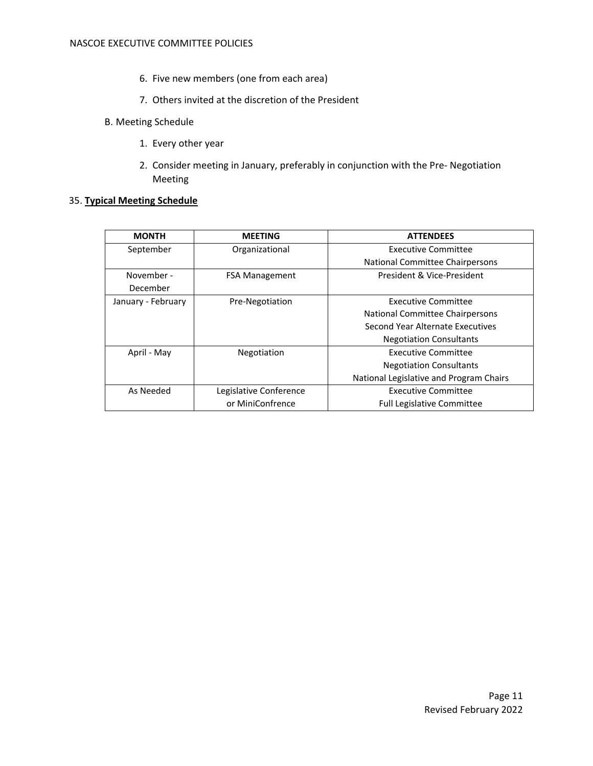6. Five new members (one from each area)
7. Others invited at the discretion of the President

B. Meeting Schedule

1. Every other year
2. Consider meeting in January, preferably in conjunction with the Pre- Negotiation Meeting

35. **Typical Meeting Schedule**

| MONTH | MEETING | ATTENDEES |
|---|---|---|
| September | Organizational | Executive Committee<br>National Committee Chairpersons |
| November - December | FSA Management | President & Vice-President |
| January - February | Pre-Negotiation | Executive Committee<br>National Committee Chairpersons<br>Second Year Alternate Executives<br>Negotiation Consultants |
| April - May | Negotiation | Executive Committee<br>Negotiation Consultants<br>National Legislative and Program Chairs |
| As Needed | Legislative Conference or MiniConfrence | Executive Committee<br>Full Legislative Committee |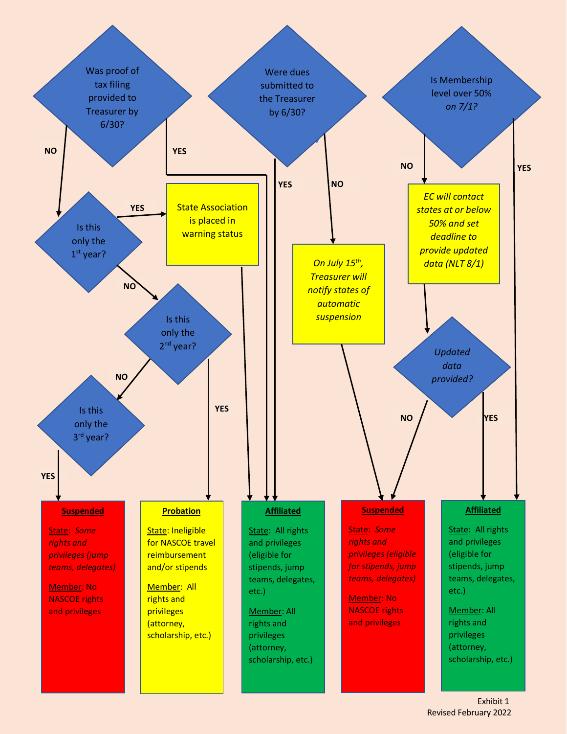Was proof of tax filing provided to Treasurer by 6/30?

NO

YES

Is this only the 1st year?

YES

State Association is placed in warning status

NO

Is this only the 2nd year?

NO

YES

Is this only the 3rd year?

YES

Were dues submitted to the Treasurer by 6/30?

YES

NO

*On July 15th, Treasurer will notify states of automatic suspension*

Is Membership level over 50% *on 7/1?*

NO

YES

*EC will contact states at or below 50% and set deadline to provide updated data (NLT 8/1)*

*Updated data provided?*

NO

YES

**Suspended**

State: *Some rights and privileges (jump teams, delegates)*

Member: No NASCOE rights and privileges

**Probation**

State: Ineligible for NASCOE travel reimbursement and/or stipends

Member: All rights and privileges (attorney, scholarship, etc.)

**Affiliated**

State: All rights and privileges (eligible for stipends, jump teams, delegates, etc.)

Member: All rights and privileges (attorney, scholarship, etc.)

**Suspended**

State: *Some rights and privileges (eligible for stipends, jump teams, delegates)*

Member: No NASCOE rights and privileges

**Affiliated**

State: All rights and privileges (eligible for stipends, jump teams, delegates, etc.)

Member: All rights and privileges (attorney, scholarship, etc.)

Exhibit 1
Revised February 2022